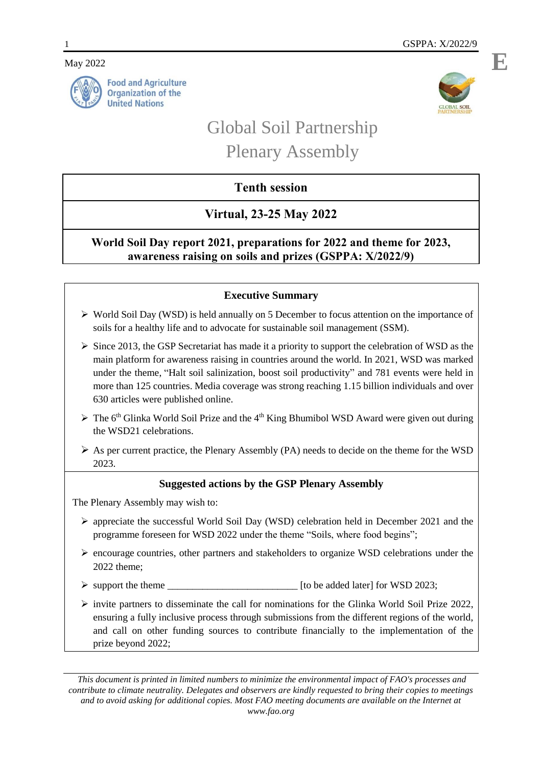May 2022

Food and Agriculture Organization of the United Nations

# Global Soil Partnership Plenary Assembly

## Tenth session

## Virtual, 23-25 May 2022

## World Soil Day report 2021, preparations for 2022 and theme for 2023, awareness raising on soils and prizes (GSPPA: X/2022/9)

### Executive Summary

- World Soil Day (WSD) is held annually on 5 December to focus attention on the importance of soils for a healthy life and to advocate for sustainable soil management (SSM).
- Since 2013, the GSP Secretariat has made it a priority to support the celebration of WSD as the main platform for awareness raising in countries around the world. In 2021, WSD was marked under the theme, "Halt soil salinization, boost soil productivity" and 781 events were held in more than 125 countries. Media coverage was strong reaching 1.15 billion individuals and over 630 articles were published online.
- The 6th Glinka World Soil Prize and the 4th King Bhumibol WSD Award were given out during the WSD21 celebrations.
- As per current practice, the Plenary Assembly (PA) needs to decide on the theme for the WSD 2023.

### Suggested actions by the GSP Plenary Assembly

The Plenary Assembly may wish to:

- appreciate the successful World Soil Day (WSD) celebration held in December 2021 and the programme foreseen for WSD 2022 under the theme "Soils, where food begins";
- encourage countries, other partners and stakeholders to organize WSD celebrations under the 2022 theme;
- support the theme __________________________ [to be added later] for WSD 2023;
- invite partners to disseminate the call for nominations for the Glinka World Soil Prize 2022, ensuring a fully inclusive process through submissions from the different regions of the world, and call on other funding sources to contribute financially to the implementation of the prize beyond 2022;

*This document is printed in limited numbers to minimize the environmental impact of FAO's processes and contribute to climate neutrality. Delegates and observers are kindly requested to bring their copies to meetings and to avoid asking for additional copies. Most FAO meeting documents are available on the Internet at www.fao.org*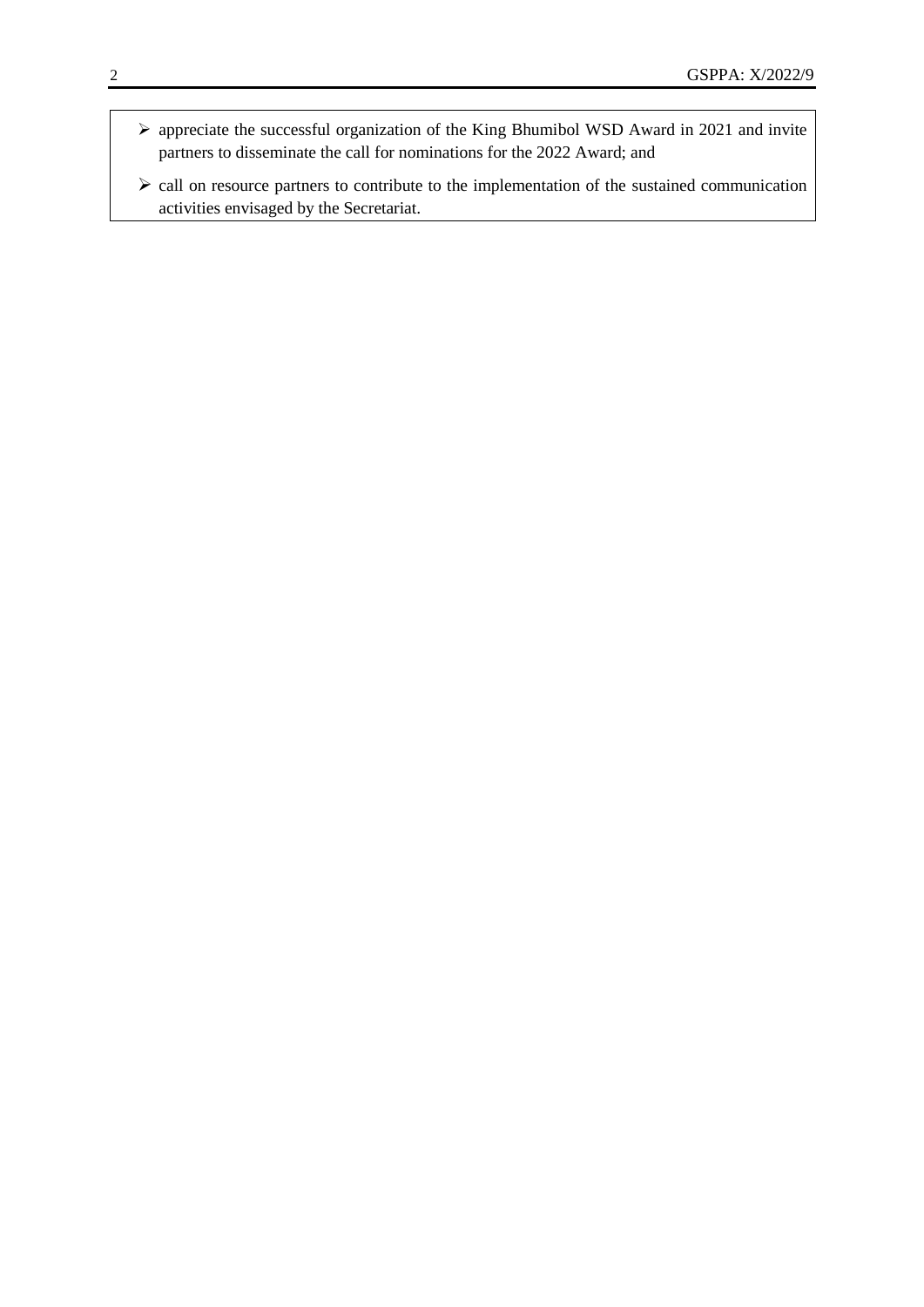- appreciate the successful organization of the King Bhumibol WSD Award in 2021 and invite partners to disseminate the call for nominations for the 2022 Award; and
- call on resource partners to contribute to the implementation of the sustained communication activities envisaged by the Secretariat.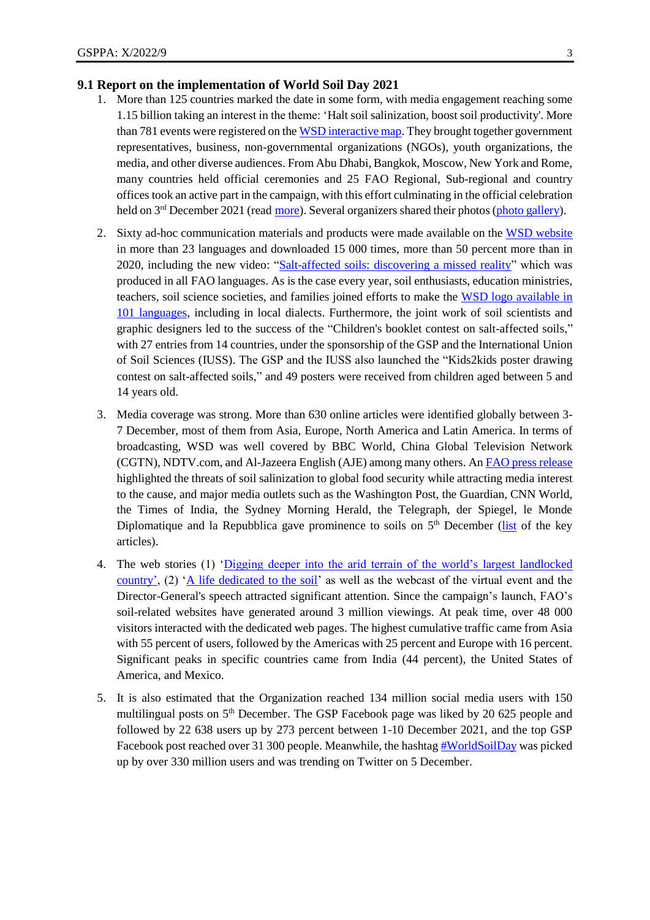## 9.1 Report on the implementation of World Soil Day 2021

1. More than 125 countries marked the date in some form, with media engagement reaching some 1.15 billion taking an interest in the theme: 'Halt soil salinization, boost soil productivity'. More than 781 events were registered on the WSD interactive map. They brought together government representatives, business, non-governmental organizations (NGOs), youth organizations, the media, and other diverse audiences. From Abu Dhabi, Bangkok, Moscow, New York and Rome, many countries held official ceremonies and 25 FAO Regional, Sub-regional and country offices took an active part in the campaign, with this effort culminating in the official celebration held on 3rd December 2021 (read more). Several organizers shared their photos (photo gallery).

2. Sixty ad-hoc communication materials and products were made available on the WSD website in more than 23 languages and downloaded 15 000 times, more than 50 percent more than in 2020, including the new video: "Salt-affected soils: discovering a missed reality" which was produced in all FAO languages. As is the case every year, soil enthusiasts, education ministries, teachers, soil science societies, and families joined efforts to make the WSD logo available in 101 languages, including in local dialects. Furthermore, the joint work of soil scientists and graphic designers led to the success of the "Children's booklet contest on salt-affected soils," with 27 entries from 14 countries, under the sponsorship of the GSP and the International Union of Soil Sciences (IUSS). The GSP and the IUSS also launched the "Kids2kids poster drawing contest on salt-affected soils," and 49 posters were received from children aged between 5 and 14 years old.

3. Media coverage was strong. More than 630 online articles were identified globally between 3-7 December, most of them from Asia, Europe, North America and Latin America. In terms of broadcasting, WSD was well covered by BBC World, China Global Television Network (CGTN), NDTV.com, and Al-Jazeera English (AJE) among many others. An FAO press release highlighted the threats of soil salinization to global food security while attracting media interest to the cause, and major media outlets such as the Washington Post, the Guardian, CNN World, the Times of India, the Sydney Morning Herald, the Telegraph, der Spiegel, le Monde Diplomatique and la Repubblica gave prominence to soils on 5th December (list of the key articles).

4. The web stories (1) 'Digging deeper into the arid terrain of the world's largest landlocked country', (2) 'A life dedicated to the soil' as well as the webcast of the virtual event and the Director-General's speech attracted significant attention. Since the campaign's launch, FAO's soil-related websites have generated around 3 million viewings. At peak time, over 48 000 visitors interacted with the dedicated web pages. The highest cumulative traffic came from Asia with 55 percent of users, followed by the Americas with 25 percent and Europe with 16 percent. Significant peaks in specific countries came from India (44 percent), the United States of America, and Mexico.

5. It is also estimated that the Organization reached 134 million social media users with 150 multilingual posts on 5th December. The GSP Facebook page was liked by 20 625 people and followed by 22 638 users up by 273 percent between 1-10 December 2021, and the top GSP Facebook post reached over 31 300 people. Meanwhile, the hashtag #WorldSoilDay was picked up by over 330 million users and was trending on Twitter on 5 December.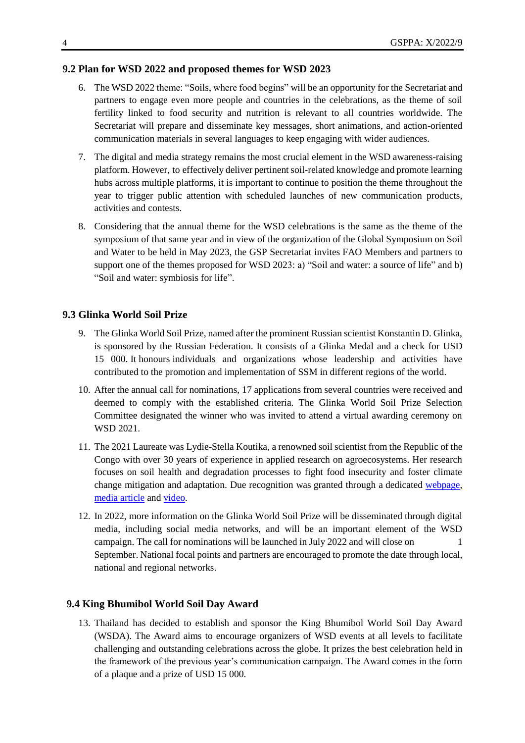## 9.2 Plan for WSD 2022 and proposed themes for WSD 2023

6. The WSD 2022 theme: "Soils, where food begins" will be an opportunity for the Secretariat and partners to engage even more people and countries in the celebrations, as the theme of soil fertility linked to food security and nutrition is relevant to all countries worldwide. The Secretariat will prepare and disseminate key messages, short animations, and action-oriented communication materials in several languages to keep engaging with wider audiences.

7. The digital and media strategy remains the most crucial element in the WSD awareness-raising platform. However, to effectively deliver pertinent soil-related knowledge and promote learning hubs across multiple platforms, it is important to continue to position the theme throughout the year to trigger public attention with scheduled launches of new communication products, activities and contests.

8. Considering that the annual theme for the WSD celebrations is the same as the theme of the symposium of that same year and in view of the organization of the Global Symposium on Soil and Water to be held in May 2023, the GSP Secretariat invites FAO Members and partners to support one of the themes proposed for WSD 2023: a) "Soil and water: a source of life" and b) "Soil and water: symbiosis for life".

## 9.3 Glinka World Soil Prize

9. The Glinka World Soil Prize, named after the prominent Russian scientist Konstantin D. Glinka, is sponsored by the Russian Federation. It consists of a Glinka Medal and a check for USD 15 000. It honours individuals and organizations whose leadership and activities have contributed to the promotion and implementation of SSM in different regions of the world.

10. After the annual call for nominations, 17 applications from several countries were received and deemed to comply with the established criteria. The Glinka World Soil Prize Selection Committee designated the winner who was invited to attend a virtual awarding ceremony on WSD 2021.

11. The 2021 Laureate was Lydie-Stella Koutika, a renowned soil scientist from the Republic of the Congo with over 30 years of experience in applied research on agroecosystems. Her research focuses on soil health and degradation processes to fight food insecurity and foster climate change mitigation and adaptation. Due recognition was granted through a dedicated webpage, media article and video.

12. In 2022, more information on the Glinka World Soil Prize will be disseminated through digital media, including social media networks, and will be an important element of the WSD campaign. The call for nominations will be launched in July 2022 and will close on 1 September. National focal points and partners are encouraged to promote the date through local, national and regional networks.

## 9.4 King Bhumibol World Soil Day Award

13. Thailand has decided to establish and sponsor the King Bhumibol World Soil Day Award (WSDA). The Award aims to encourage organizers of WSD events at all levels to facilitate challenging and outstanding celebrations across the globe. It prizes the best celebration held in the framework of the previous year's communication campaign. The Award comes in the form of a plaque and a prize of USD 15 000.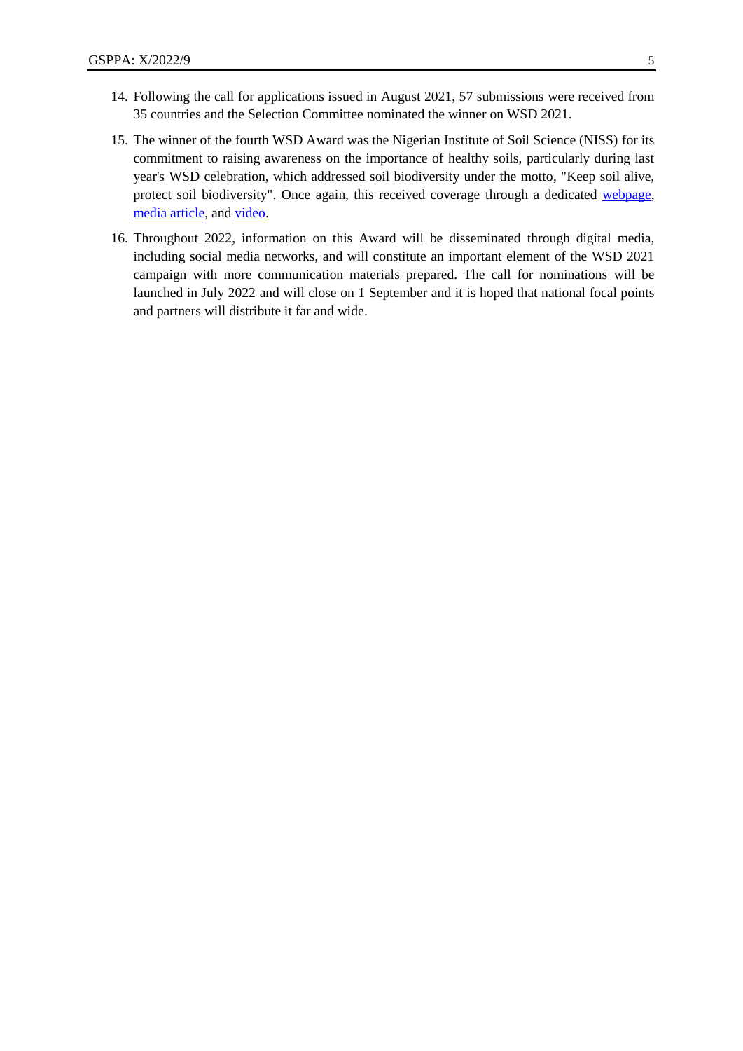14. Following the call for applications issued in August 2021, 57 submissions were received from 35 countries and the Selection Committee nominated the winner on WSD 2021.
15. The winner of the fourth WSD Award was the Nigerian Institute of Soil Science (NISS) for its commitment to raising awareness on the importance of healthy soils, particularly during last year's WSD celebration, which addressed soil biodiversity under the motto, "Keep soil alive, protect soil biodiversity". Once again, this received coverage through a dedicated webpage, media article, and video.
16. Throughout 2022, information on this Award will be disseminated through digital media, including social media networks, and will constitute an important element of the WSD 2021 campaign with more communication materials prepared. The call for nominations will be launched in July 2022 and will close on 1 September and it is hoped that national focal points and partners will distribute it far and wide.